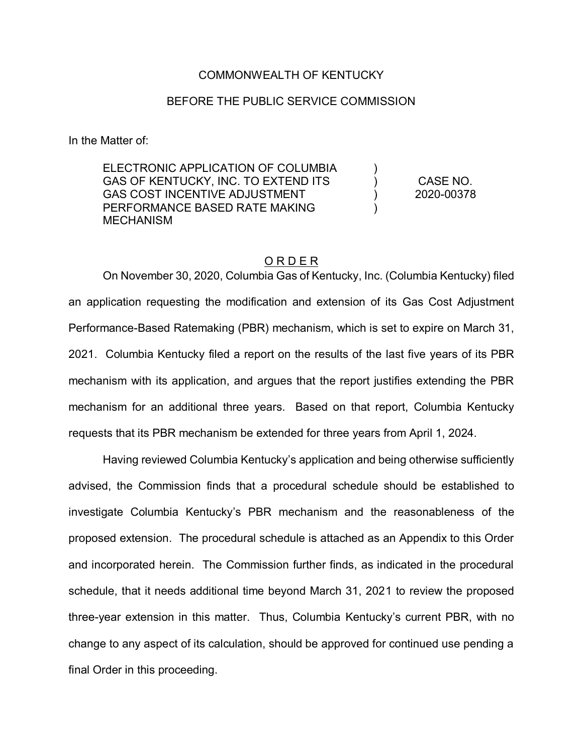COMMONWEALTH OF KENTUCKY

BEFORE THE PUBLIC SERVICE COMMISSION

In the Matter of:

| | | |
|---|---|---|
| ELECTRONIC APPLICATION OF COLUMBIA GAS OF KENTUCKY, INC. TO EXTEND ITS GAS COST INCENTIVE ADJUSTMENT PERFORMANCE BASED RATE MAKING MECHANISM | ) ) ) ) | CASE NO. 2020-00378 |

<u>O R D E R</u>

On November 30, 2020, Columbia Gas of Kentucky, Inc. (Columbia Kentucky) filed an application requesting the modification and extension of its Gas Cost Adjustment Performance-Based Ratemaking (PBR) mechanism, which is set to expire on March 31, 2021. Columbia Kentucky filed a report on the results of the last five years of its PBR mechanism with its application, and argues that the report justifies extending the PBR mechanism for an additional three years. Based on that report, Columbia Kentucky requests that its PBR mechanism be extended for three years from April 1, 2024.

Having reviewed Columbia Kentucky's application and being otherwise sufficiently advised, the Commission finds that a procedural schedule should be established to investigate Columbia Kentucky's PBR mechanism and the reasonableness of the proposed extension. The procedural schedule is attached as an Appendix to this Order and incorporated herein. The Commission further finds, as indicated in the procedural schedule, that it needs additional time beyond March 31, 2021 to review the proposed three-year extension in this matter. Thus, Columbia Kentucky's current PBR, with no change to any aspect of its calculation, should be approved for continued use pending a final Order in this proceeding.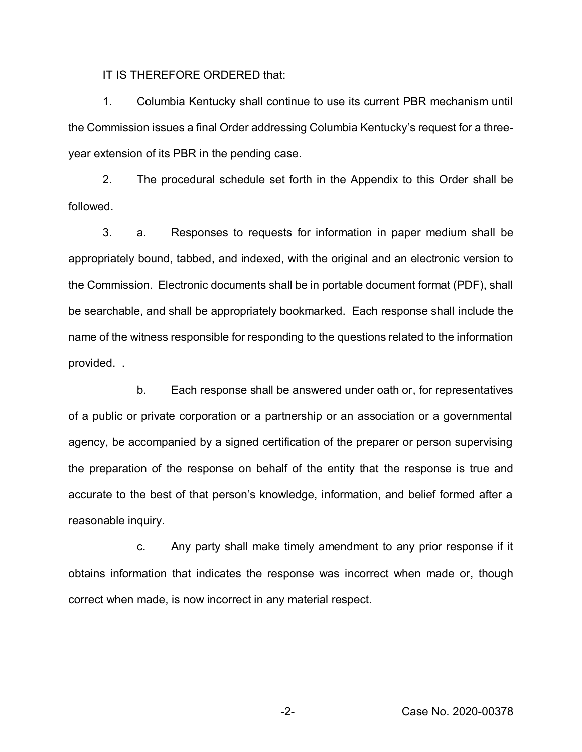IT IS THEREFORE ORDERED that:

1. Columbia Kentucky shall continue to use its current PBR mechanism until the Commission issues a final Order addressing Columbia Kentucky's request for a three-year extension of its PBR in the pending case.

2. The procedural schedule set forth in the Appendix to this Order shall be followed.

3. a. Responses to requests for information in paper medium shall be appropriately bound, tabbed, and indexed, with the original and an electronic version to the Commission. Electronic documents shall be in portable document format (PDF), shall be searchable, and shall be appropriately bookmarked. Each response shall include the name of the witness responsible for responding to the questions related to the information provided. .

b. Each response shall be answered under oath or, for representatives of a public or private corporation or a partnership or an association or a governmental agency, be accompanied by a signed certification of the preparer or person supervising the preparation of the response on behalf of the entity that the response is true and accurate to the best of that person's knowledge, information, and belief formed after a reasonable inquiry.

c. Any party shall make timely amendment to any prior response if it obtains information that indicates the response was incorrect when made or, though correct when made, is now incorrect in any material respect.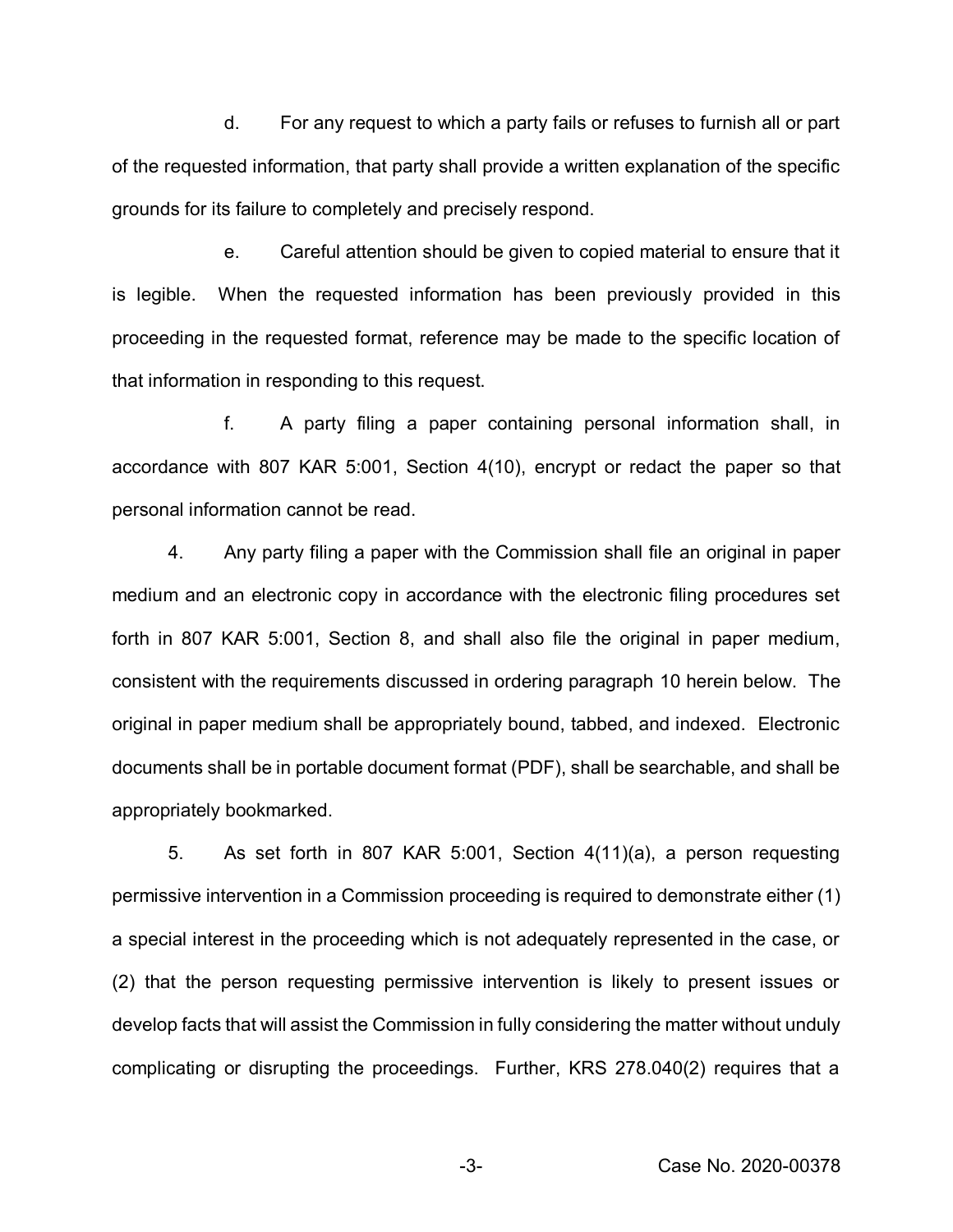d. For any request to which a party fails or refuses to furnish all or part of the requested information, that party shall provide a written explanation of the specific grounds for its failure to completely and precisely respond.

e. Careful attention should be given to copied material to ensure that it is legible. When the requested information has been previously provided in this proceeding in the requested format, reference may be made to the specific location of that information in responding to this request.

f. A party filing a paper containing personal information shall, in accordance with 807 KAR 5:001, Section 4(10), encrypt or redact the paper so that personal information cannot be read.

4. Any party filing a paper with the Commission shall file an original in paper medium and an electronic copy in accordance with the electronic filing procedures set forth in 807 KAR 5:001, Section 8, and shall also file the original in paper medium, consistent with the requirements discussed in ordering paragraph 10 herein below. The original in paper medium shall be appropriately bound, tabbed, and indexed. Electronic documents shall be in portable document format (PDF), shall be searchable, and shall be appropriately bookmarked.

5. As set forth in 807 KAR 5:001, Section 4(11)(a), a person requesting permissive intervention in a Commission proceeding is required to demonstrate either (1) a special interest in the proceeding which is not adequately represented in the case, or (2) that the person requesting permissive intervention is likely to present issues or develop facts that will assist the Commission in fully considering the matter without unduly complicating or disrupting the proceedings. Further, KRS 278.040(2) requires that a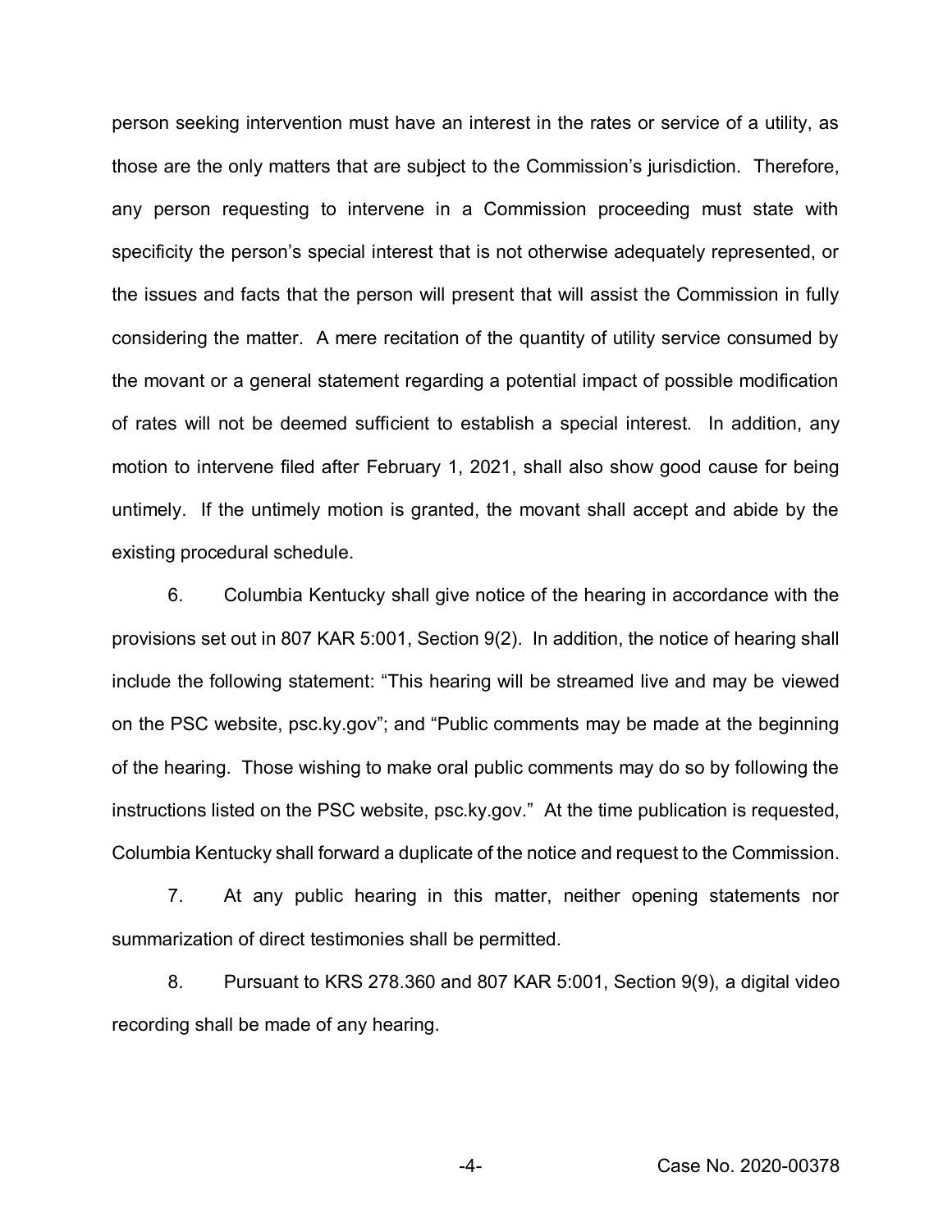person seeking intervention must have an interest in the rates or service of a utility, as those are the only matters that are subject to the Commission's jurisdiction. Therefore, any person requesting to intervene in a Commission proceeding must state with specificity the person's special interest that is not otherwise adequately represented, or the issues and facts that the person will present that will assist the Commission in fully considering the matter. A mere recitation of the quantity of utility service consumed by the movant or a general statement regarding a potential impact of possible modification of rates will not be deemed sufficient to establish a special interest. In addition, any motion to intervene filed after February 1, 2021, shall also show good cause for being untimely. If the untimely motion is granted, the movant shall accept and abide by the existing procedural schedule.

6. Columbia Kentucky shall give notice of the hearing in accordance with the provisions set out in 807 KAR 5:001, Section 9(2). In addition, the notice of hearing shall include the following statement: "This hearing will be streamed live and may be viewed on the PSC website, psc.ky.gov"; and "Public comments may be made at the beginning of the hearing. Those wishing to make oral public comments may do so by following the instructions listed on the PSC website, psc.ky.gov." At the time publication is requested, Columbia Kentucky shall forward a duplicate of the notice and request to the Commission.

7. At any public hearing in this matter, neither opening statements nor summarization of direct testimonies shall be permitted.

8. Pursuant to KRS 278.360 and 807 KAR 5:001, Section 9(9), a digital video recording shall be made of any hearing.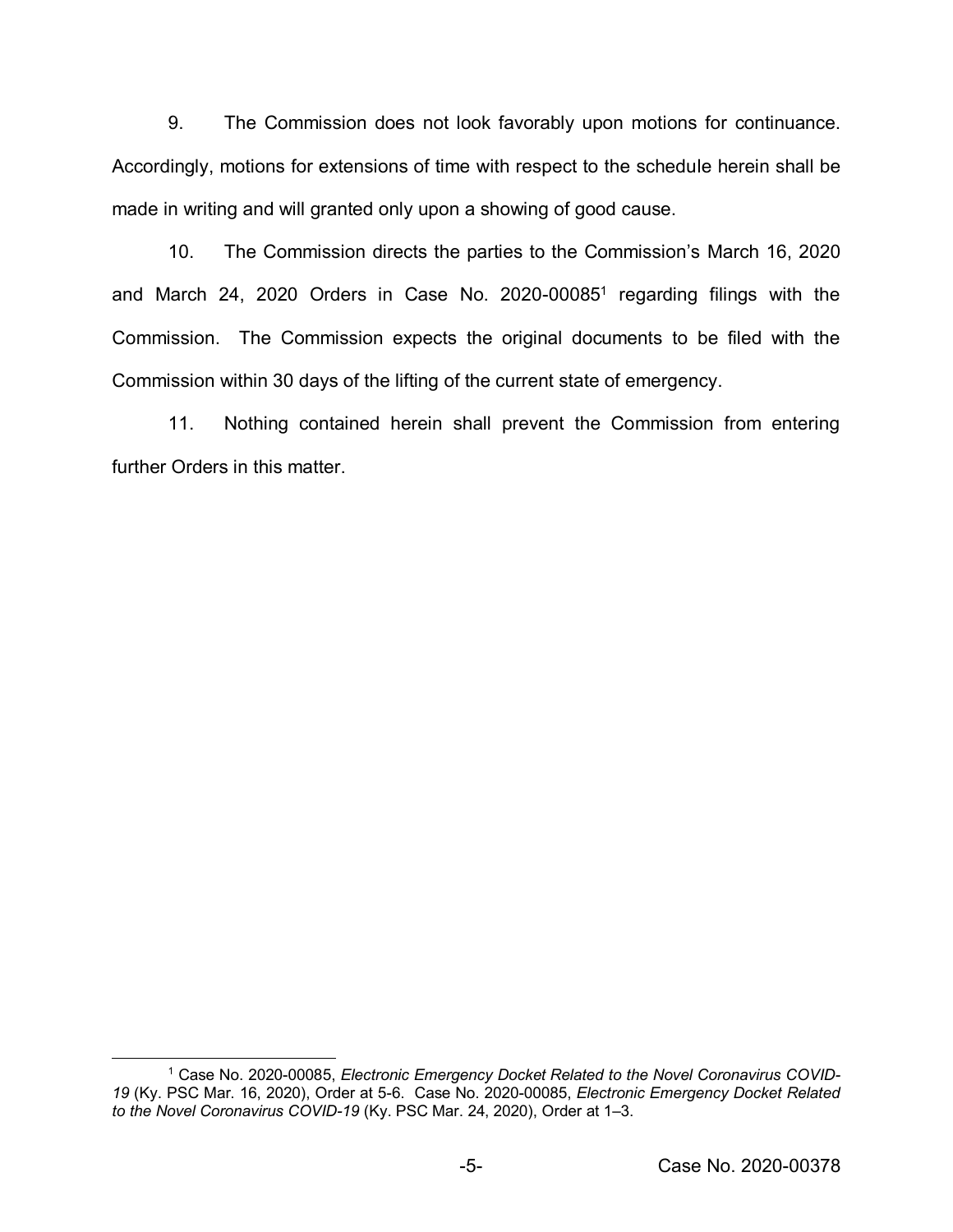9. The Commission does not look favorably upon motions for continuance. Accordingly, motions for extensions of time with respect to the schedule herein shall be made in writing and will granted only upon a showing of good cause.

10. The Commission directs the parties to the Commission's March 16, 2020 and March 24, 2020 Orders in Case No. 2020-00085[1] regarding filings with the Commission. The Commission expects the original documents to be filed with the Commission within 30 days of the lifting of the current state of emergency.

11. Nothing contained herein shall prevent the Commission from entering further Orders in this matter.

---

[1] Case No. 2020-00085, *Electronic Emergency Docket Related to the Novel Coronavirus COVID-19* (Ky. PSC Mar. 16, 2020), Order at 5-6. Case No. 2020-00085, *Electronic Emergency Docket Related to the Novel Coronavirus COVID-19* (Ky. PSC Mar. 24, 2020), Order at 1–3.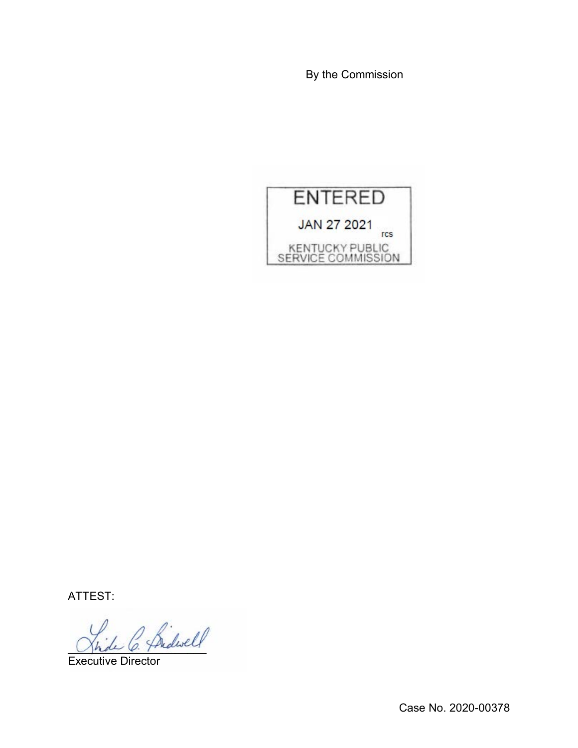By the Commission

ENTERED

JAN 27 2021

rcs

KENTUCKY PUBLIC SERVICE COMMISSION

ATTEST:

Executive Director

Case No. 2020-00378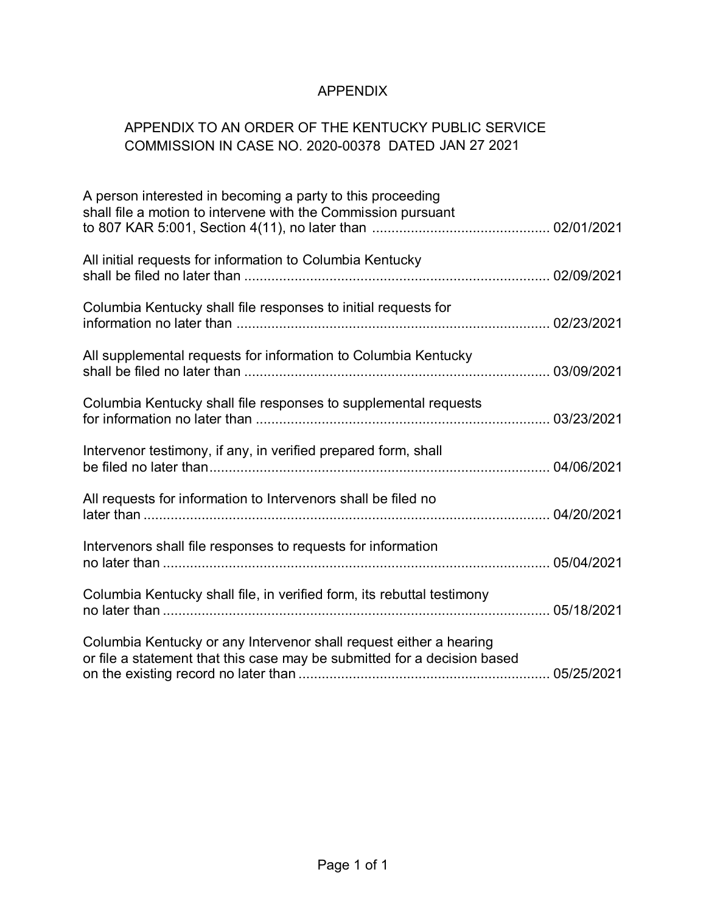# APPENDIX

## APPENDIX TO AN ORDER OF THE KENTUCKY PUBLIC SERVICE COMMISSION IN CASE NO. 2020-00378 DATED JAN 27 2021

A person interested in becoming a party to this proceeding shall file a motion to intervene with the Commission pursuant to 807 KAR 5:001, Section 4(11), no later than ............................................ 02/01/2021

All initial requests for information to Columbia Kentucky shall be filed no later than ............................................................................ 02/09/2021

Columbia Kentucky shall file responses to initial requests for information no later than ............................................................................ 02/23/2021

All supplemental requests for information to Columbia Kentucky shall be filed no later than ............................................................................ 03/09/2021

Columbia Kentucky shall file responses to supplemental requests for information no later than ........................................................................ 03/23/2021

Intervenor testimony, if any, in verified prepared form, shall be filed no later than...................................................................................... 04/06/2021

All requests for information to Intervenors shall be filed no later than ......................................................................................................... 04/20/2021

Intervenors shall file responses to requests for information no later than ................................................................................................... 05/04/2021

Columbia Kentucky shall file, in verified form, its rebuttal testimony no later than ................................................................................................... 05/18/2021

Columbia Kentucky or any Intervenor shall request either a hearing or file a statement that this case may be submitted for a decision based on the existing record no later than ............................................................... 05/25/2021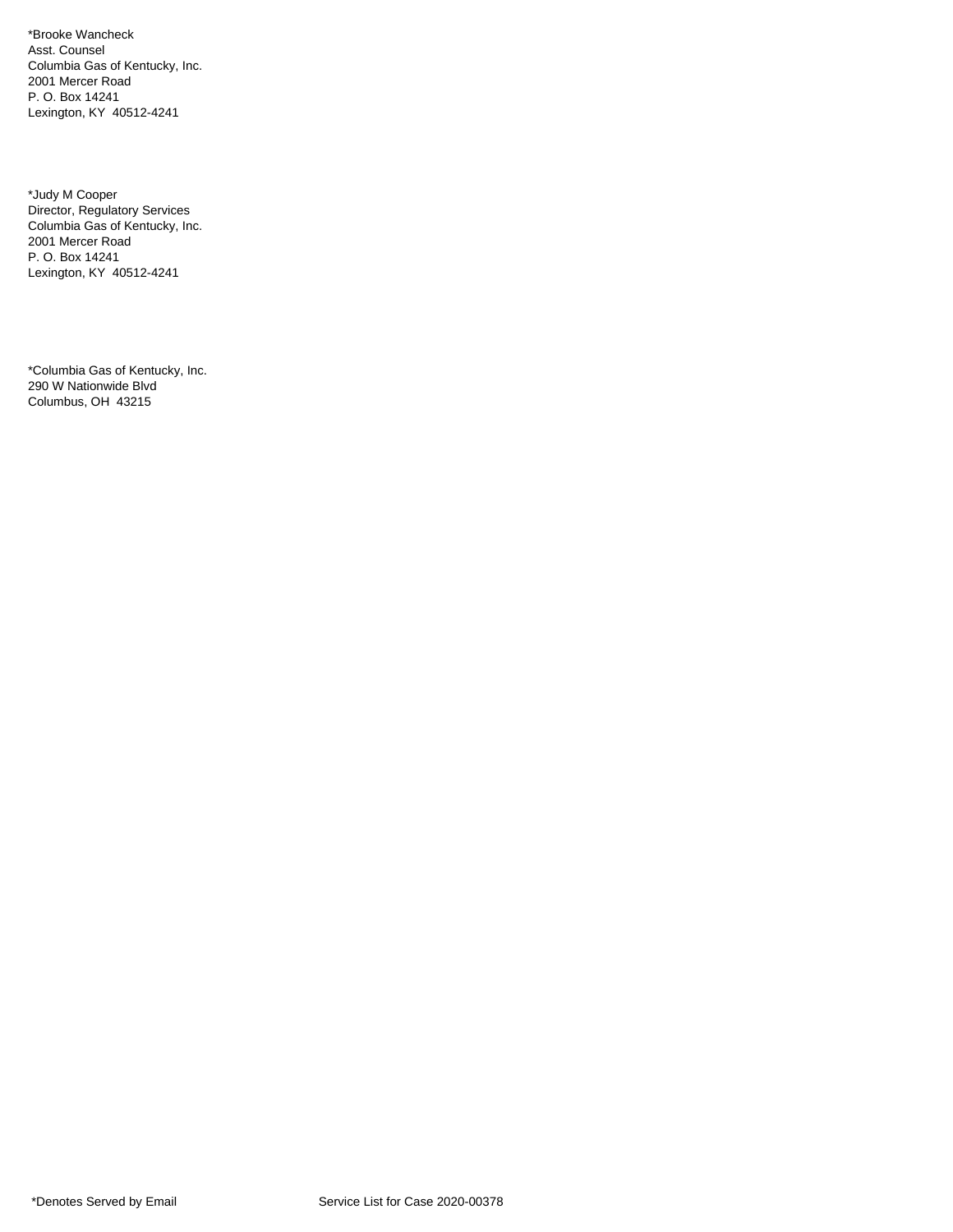*Brooke Wancheck
Asst. Counsel
Columbia Gas of Kentucky, Inc.
2001 Mercer Road
P. O. Box 14241
Lexington, KY 40512-4241

*Judy M Cooper
Director, Regulatory Services
Columbia Gas of Kentucky, Inc.
2001 Mercer Road
P. O. Box 14241
Lexington, KY 40512-4241

*Columbia Gas of Kentucky, Inc.
290 W Nationwide Blvd
Columbus, OH 43215

*Denotes Served by Email

Service List for Case 2020-00378